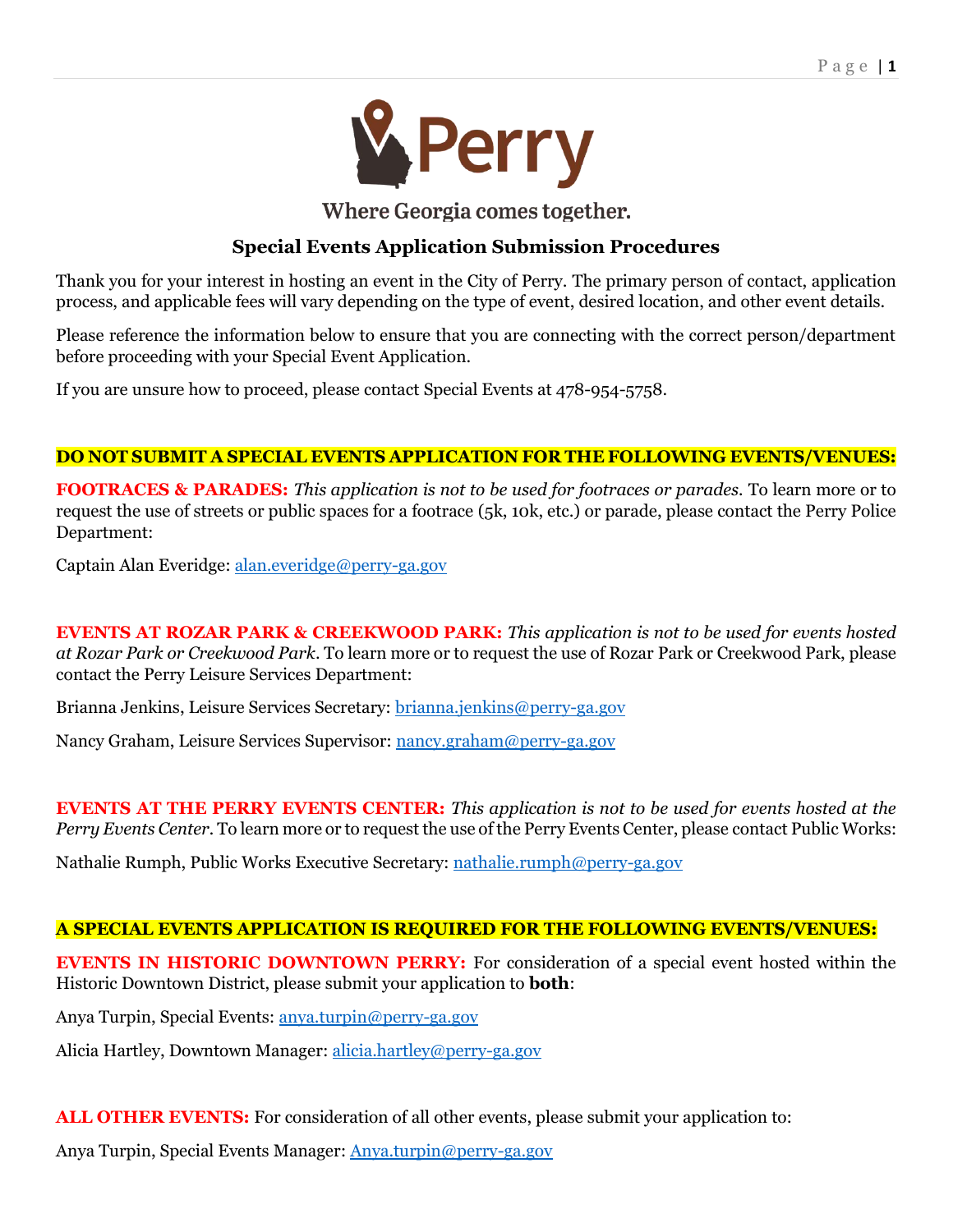Perry

Where Georgia comes together.

## Special Events Application Submission Procedures

Thank you for your interest in hosting an event in the City of Perry. The primary person of contact, application process, and applicable fees will vary depending on the type of event, desired location, and other event details.

Please reference the information below to ensure that you are connecting with the correct person/department before proceeding with your Special Event Application.

If you are unsure how to proceed, please contact Special Events at 478-954-5758.

### DO NOT SUBMIT A SPECIAL EVENTS APPLICATION FOR THE FOLLOWING EVENTS/VENUES:

**FOOTRACES & PARADES:** *This application is not to be used for footraces or parades.* To learn more or to request the use of streets or public spaces for a footrace (5k, 10k, etc.) or parade, please contact the Perry Police Department:

Captain Alan Everidge: alan.everidge@perry-ga.gov

**EVENTS AT ROZAR PARK & CREEKWOOD PARK:** *This application is not to be used for events hosted at Rozar Park or Creekwood Park*. To learn more or to request the use of Rozar Park or Creekwood Park, please contact the Perry Leisure Services Department:

Brianna Jenkins, Leisure Services Secretary: brianna.jenkins@perry-ga.gov

Nancy Graham, Leisure Services Supervisor: nancy.graham@perry-ga.gov

**EVENTS AT THE PERRY EVENTS CENTER:** *This application is not to be used for events hosted at the Perry Events Center*. To learn more or to request the use of the Perry Events Center, please contact Public Works:

Nathalie Rumph, Public Works Executive Secretary: nathalie.rumph@perry-ga.gov

### A SPECIAL EVENTS APPLICATION IS REQUIRED FOR THE FOLLOWING EVENTS/VENUES:

**EVENTS IN HISTORIC DOWNTOWN PERRY:** For consideration of a special event hosted within the Historic Downtown District, please submit your application to **both**:

Anya Turpin, Special Events: anya.turpin@perry-ga.gov

Alicia Hartley, Downtown Manager: alicia.hartley@perry-ga.gov

**ALL OTHER EVENTS:** For consideration of all other events, please submit your application to:

Anya Turpin, Special Events Manager: Anya.turpin@perry-ga.gov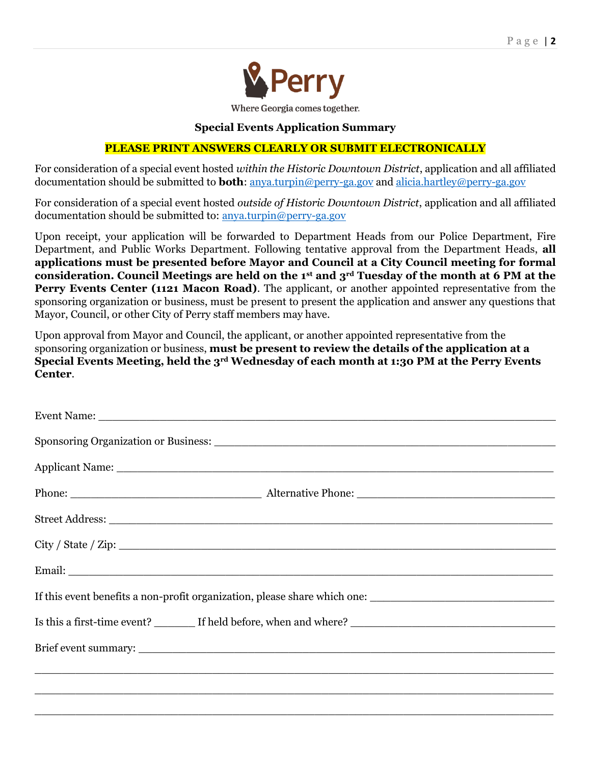Perry

Where Georgia comes together.

## Special Events Application Summary

**PLEASE PRINT ANSWERS CLEARLY OR SUBMIT ELECTRONICALLY**

For consideration of a special event hosted *within the Historic Downtown District*, application and all affiliated documentation should be submitted to **both**: anya.turpin@perry-ga.gov and alicia.hartley@perry-ga.gov

For consideration of a special event hosted *outside of Historic Downtown District*, application and all affiliated documentation should be submitted to: anya.turpin@perry-ga.gov

Upon receipt, your application will be forwarded to Department Heads from our Police Department, Fire Department, and Public Works Department. Following tentative approval from the Department Heads, **all applications must be presented before Mayor and Council at a City Council meeting for formal consideration. Council Meetings are held on the 1st and 3rd Tuesday of the month at 6 PM at the Perry Events Center (1121 Macon Road)**. The applicant, or another appointed representative from the sponsoring organization or business, must be present to present the application and answer any questions that Mayor, Council, or other City of Perry staff members may have.

Upon approval from Mayor and Council, the applicant, or another appointed representative from the sponsoring organization or business, **must be present to review the details of the application at a Special Events Meeting, held the 3rd Wednesday of each month at 1:30 PM at the Perry Events Center**.

Event Name: ___________________________________________________________________

Sponsoring Organization or Business: _____________________________________________

Applicant Name: _______________________________________________________________

Phone: ______________________________ Alternative Phone: ________________________________

Street Address: _________________________________________________________________

City / State / Zip: _______________________________________________________________

Email: _________________________________________________________________________

If this event benefits a non-profit organization, please share which one: ____________________________

Is this a first-time event? _______ If held before, when and where? ________________________________

Brief event summary: _____________________________________________________________

_______________________________________________________________________________

_______________________________________________________________________________

_______________________________________________________________________________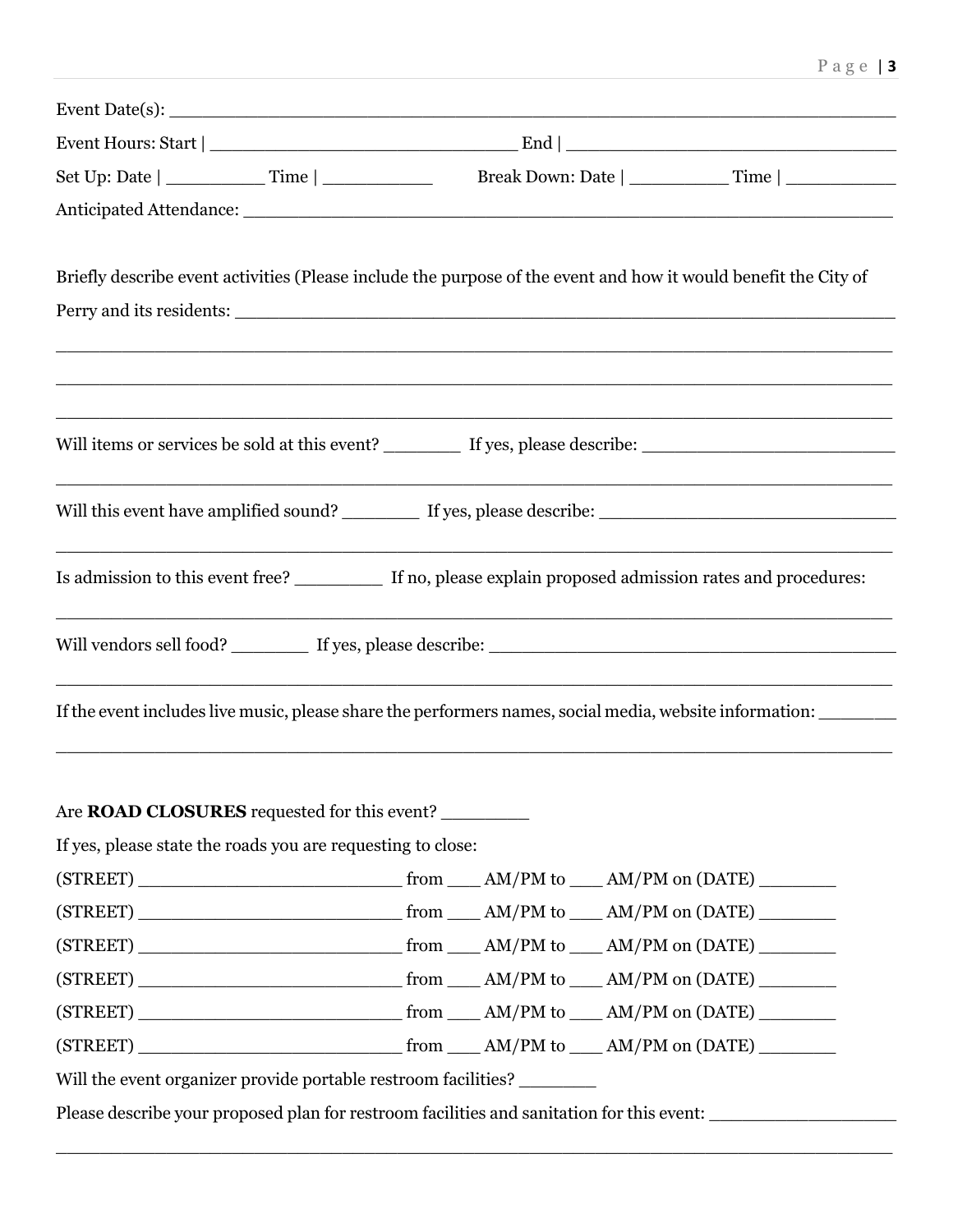Event Date(s): ___________________________________________________________________

Event Hours: Start | _____________________________ End | _________________________________

Set Up: Date | __________ Time | ___________ Break Down: Date | __________ Time | ___________

Anticipated Attendance: _____________________________________________________________

Briefly describe event activities (Please include the purpose of the event and how it would benefit the City of Perry and its residents: _____________________________________________________________

______________________________________________________________________________

______________________________________________________________________________

______________________________________________________________________________

Will items or services be sold at this event? ________ If yes, please describe: __________________________

______________________________________________________________________________

Will this event have amplified sound? ________ If yes, please describe: ______________________________

______________________________________________________________________________

Is admission to this event free? _________ If no, please explain proposed admission rates and procedures:

______________________________________________________________________________

Will vendors sell food? ________ If yes, please describe: ________________________________________

______________________________________________________________________________

If the event includes live music, please share the performers names, social media, website information: _______

______________________________________________________________________________

Are **ROAD CLOSURES** requested for this event? _________

If yes, please state the roads you are requesting to close:

(STREET) __________________________ from ___ AM/PM to ___ AM/PM on (DATE) ________

(STREET) __________________________ from ___ AM/PM to ___ AM/PM on (DATE) ________

(STREET) __________________________ from ___ AM/PM to ___ AM/PM on (DATE) ________

(STREET) __________________________ from ___ AM/PM to ___ AM/PM on (DATE) ________

(STREET) __________________________ from ___ AM/PM to ___ AM/PM on (DATE) ________

(STREET) __________________________ from ___ AM/PM to ___ AM/PM on (DATE) ________

Will the event organizer provide portable restroom facilities? ________

Please describe your proposed plan for restroom facilities and sanitation for this event: __________________

______________________________________________________________________________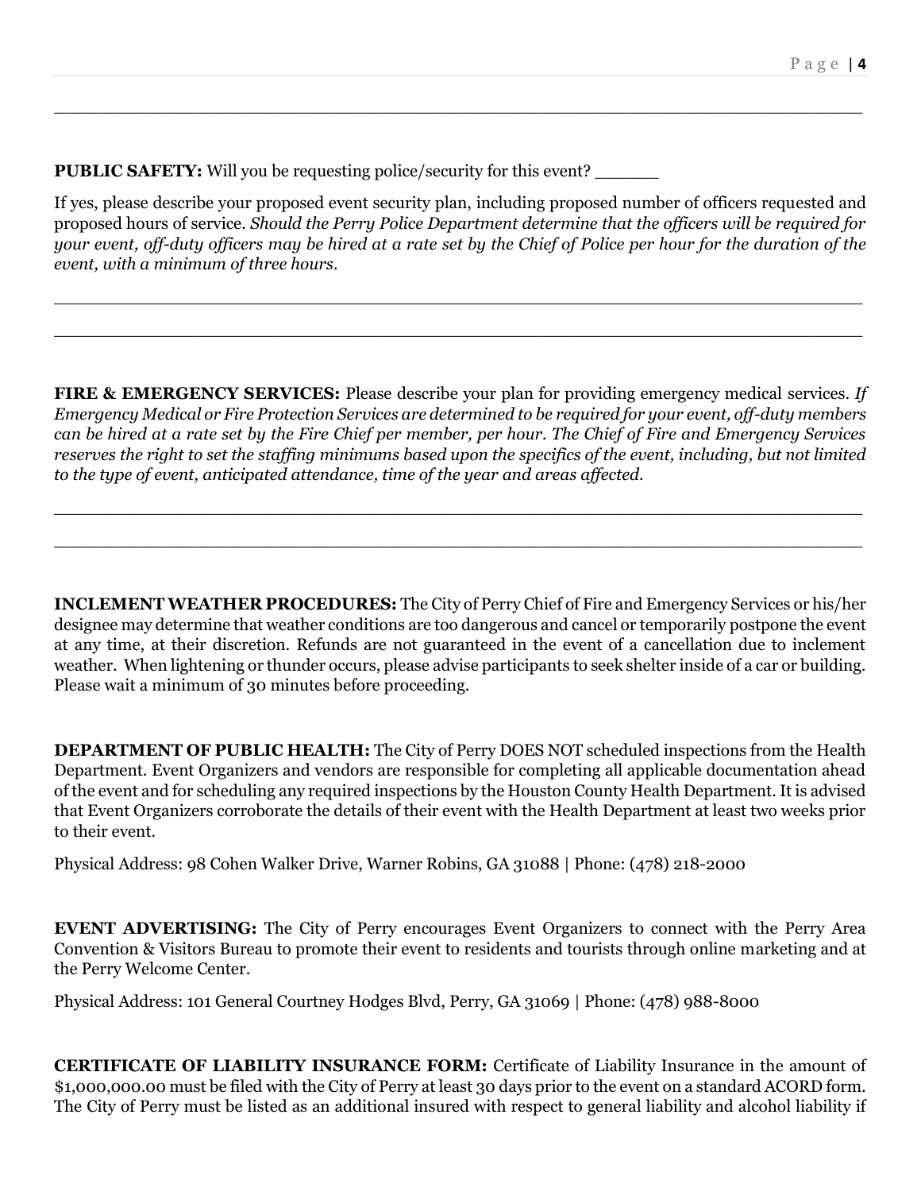\_\_\_\_\_\_\_\_\_\_\_\_\_\_\_\_\_\_\_\_\_\_\_\_\_\_\_\_\_\_\_\_\_\_\_\_\_\_\_\_\_\_\_\_\_\_\_\_\_\_\_\_\_\_\_\_\_\_\_\_\_\_\_\_\_\_\_\_\_\_\_\_\_\_\_\_\_\_

**PUBLIC SAFETY:** Will you be requesting police/security for this event? \_\_\_\_\_\_

If yes, please describe your proposed event security plan, including proposed number of officers requested and proposed hours of service. *Should the Perry Police Department determine that the officers will be required for your event, off-duty officers may be hired at a rate set by the Chief of Police per hour for the duration of the event, with a minimum of three hours.*

\_\_\_\_\_\_\_\_\_\_\_\_\_\_\_\_\_\_\_\_\_\_\_\_\_\_\_\_\_\_\_\_\_\_\_\_\_\_\_\_\_\_\_\_\_\_\_\_\_\_\_\_\_\_\_\_\_\_\_\_\_\_\_\_\_\_\_\_\_\_\_\_\_\_\_\_\_\_

\_\_\_\_\_\_\_\_\_\_\_\_\_\_\_\_\_\_\_\_\_\_\_\_\_\_\_\_\_\_\_\_\_\_\_\_\_\_\_\_\_\_\_\_\_\_\_\_\_\_\_\_\_\_\_\_\_\_\_\_\_\_\_\_\_\_\_\_\_\_\_\_\_\_\_\_\_\_

**FIRE & EMERGENCY SERVICES:** Please describe your plan for providing emergency medical services. *If Emergency Medical or Fire Protection Services are determined to be required for your event, off-duty members can be hired at a rate set by the Fire Chief per member, per hour. The Chief of Fire and Emergency Services reserves the right to set the staffing minimums based upon the specifics of the event, including, but not limited to the type of event, anticipated attendance, time of the year and areas affected.*

\_\_\_\_\_\_\_\_\_\_\_\_\_\_\_\_\_\_\_\_\_\_\_\_\_\_\_\_\_\_\_\_\_\_\_\_\_\_\_\_\_\_\_\_\_\_\_\_\_\_\_\_\_\_\_\_\_\_\_\_\_\_\_\_\_\_\_\_\_\_\_\_\_\_\_\_\_\_

\_\_\_\_\_\_\_\_\_\_\_\_\_\_\_\_\_\_\_\_\_\_\_\_\_\_\_\_\_\_\_\_\_\_\_\_\_\_\_\_\_\_\_\_\_\_\_\_\_\_\_\_\_\_\_\_\_\_\_\_\_\_\_\_\_\_\_\_\_\_\_\_\_\_\_\_\_\_

**INCLEMENT WEATHER PROCEDURES:** The City of Perry Chief of Fire and Emergency Services or his/her designee may determine that weather conditions are too dangerous and cancel or temporarily postpone the event at any time, at their discretion. Refunds are not guaranteed in the event of a cancellation due to inclement weather. When lightening or thunder occurs, please advise participants to seek shelter inside of a car or building. Please wait a minimum of 30 minutes before proceeding.

**DEPARTMENT OF PUBLIC HEALTH:** The City of Perry DOES NOT scheduled inspections from the Health Department. Event Organizers and vendors are responsible for completing all applicable documentation ahead of the event and for scheduling any required inspections by the Houston County Health Department. It is advised that Event Organizers corroborate the details of their event with the Health Department at least two weeks prior to their event.

Physical Address: 98 Cohen Walker Drive, Warner Robins, GA 31088 | Phone: (478) 218-2000

**EVENT ADVERTISING:** The City of Perry encourages Event Organizers to connect with the Perry Area Convention & Visitors Bureau to promote their event to residents and tourists through online marketing and at the Perry Welcome Center.

Physical Address: 101 General Courtney Hodges Blvd, Perry, GA 31069 | Phone: (478) 988-8000

**CERTIFICATE OF LIABILITY INSURANCE FORM:** Certificate of Liability Insurance in the amount of $1,000,000.00 must be filed with the City of Perry at least 30 days prior to the event on a standard ACORD form. The City of Perry must be listed as an additional insured with respect to general liability and alcohol liability if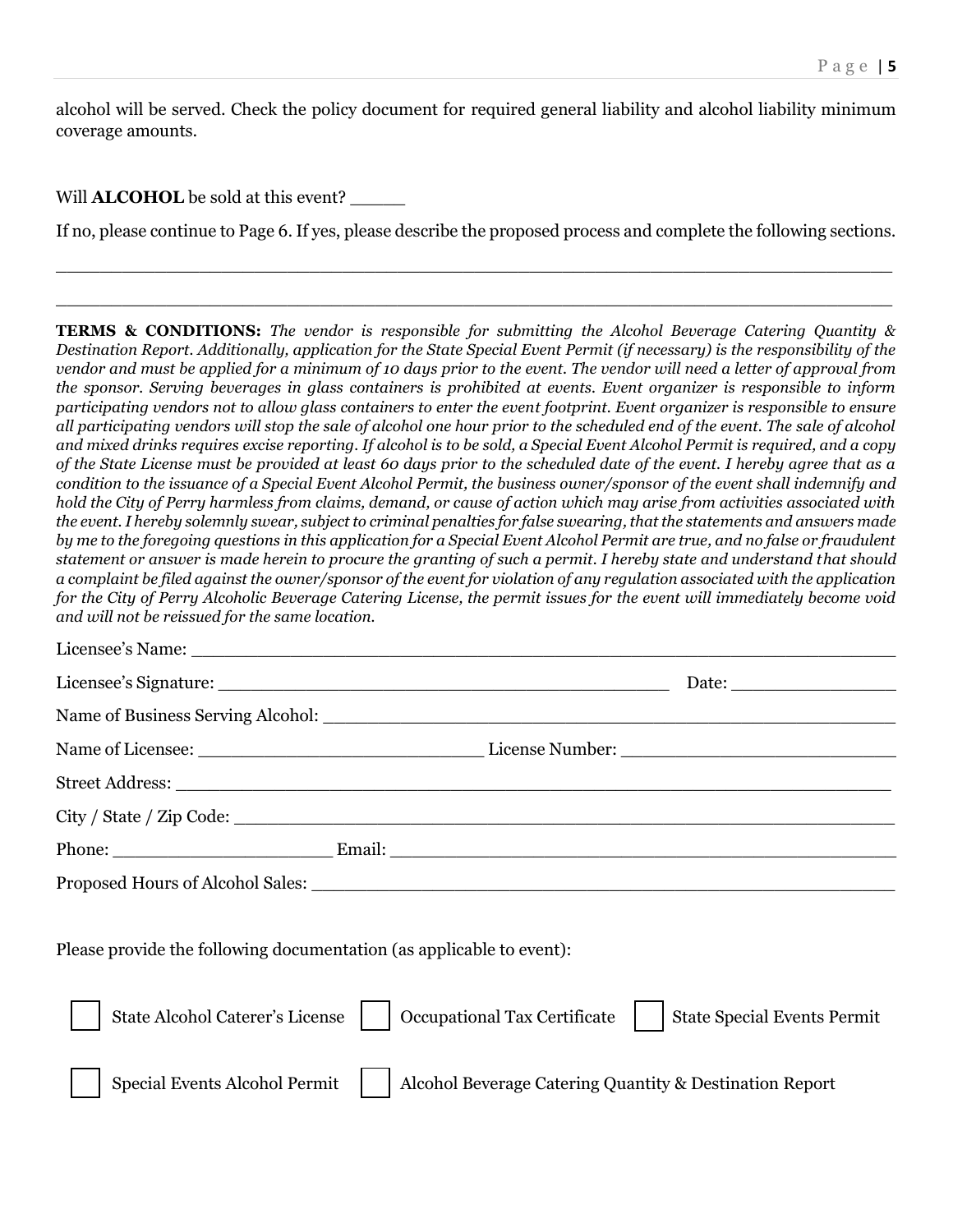alcohol will be served. Check the policy document for required general liability and alcohol liability minimum coverage amounts.

Will **ALCOHOL** be sold at this event? _____

If no, please continue to Page 6. If yes, please describe the proposed process and complete the following sections.

______________________________________________________________________________

______________________________________________________________________________

**TERMS & CONDITIONS:** *The vendor is responsible for submitting the Alcohol Beverage Catering Quantity & Destination Report. Additionally, application for the State Special Event Permit (if necessary) is the responsibility of the vendor and must be applied for a minimum of 10 days prior to the event. The vendor will need a letter of approval from the sponsor. Serving beverages in glass containers is prohibited at events. Event organizer is responsible to inform participating vendors not to allow glass containers to enter the event footprint. Event organizer is responsible to ensure all participating vendors will stop the sale of alcohol one hour prior to the scheduled end of the event. The sale of alcohol and mixed drinks requires excise reporting. If alcohol is to be sold, a Special Event Alcohol Permit is required, and a copy of the State License must be provided at least 60 days prior to the scheduled date of the event. I hereby agree that as a condition to the issuance of a Special Event Alcohol Permit, the business owner/sponsor of the event shall indemnify and hold the City of Perry harmless from claims, demand, or cause of action which may arise from activities associated with the event. I hereby solemnly swear, subject to criminal penalties for false swearing, that the statements and answers made by me to the foregoing questions in this application for a Special Event Alcohol Permit are true, and no false or fraudulent statement or answer is made herein to procure the granting of such a permit. I hereby state and understand that should a complaint be filed against the owner/sponsor of the event for violation of any regulation associated with the application for the City of Perry Alcoholic Beverage Catering License, the permit issues for the event will immediately become void and will not be reissued for the same location.*

Licensee's Name: ______________________________________________________________

Licensee's Signature: ____________________________________ Date: ______________

Name of Business Serving Alcohol: ________________________________________________

Name of Licensee: ______________________ License Number: _______________________

Street Address: _________________________________________________________________

City / State / Zip Code: __________________________________________________________

Phone: __________________ Email: ______________________________________________

Proposed Hours of Alcohol Sales: __________________________________________________

Please provide the following documentation (as applicable to event):

☐ State Alcohol Caterer's License ☐ Occupational Tax Certificate ☐ State Special Events Permit

☐ Special Events Alcohol Permit ☐ Alcohol Beverage Catering Quantity & Destination Report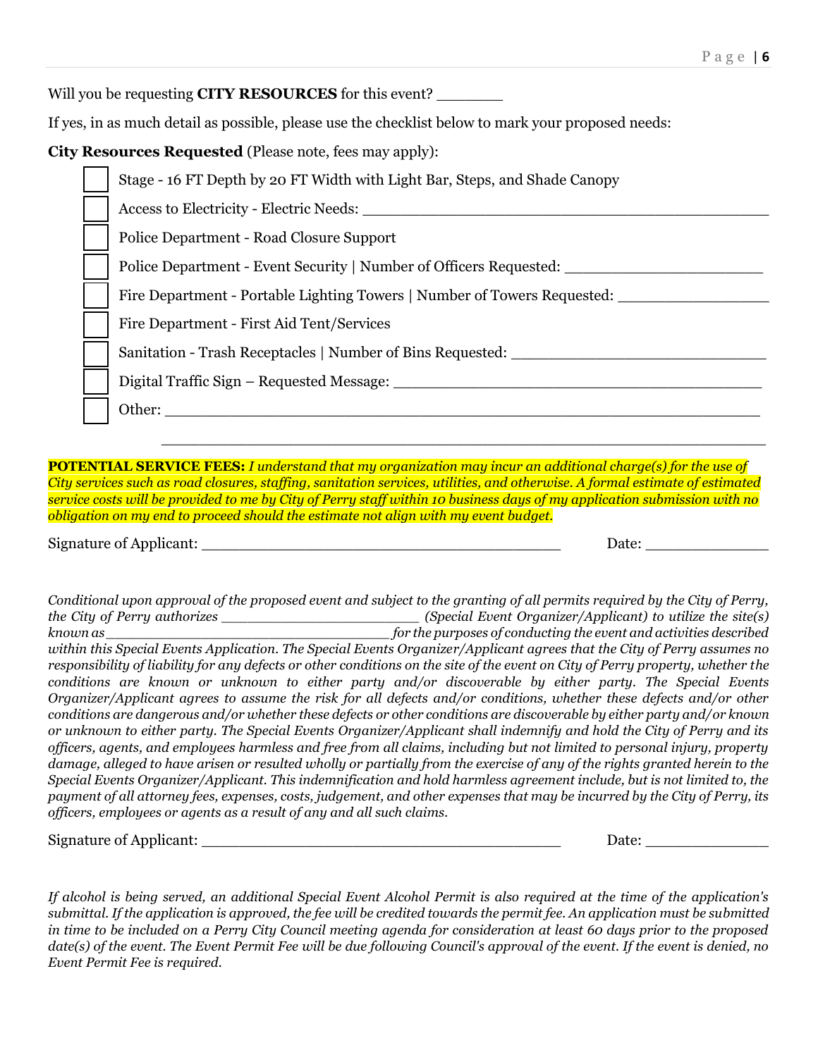Will you be requesting **CITY RESOURCES** for this event? _______

If yes, in as much detail as possible, please use the checklist below to mark your proposed needs:

**City Resources Requested** (Please note, fees may apply):

- [ ] Stage - 16 FT Depth by 20 FT Width with Light Bar, Steps, and Shade Canopy
- [ ] Access to Electricity - Electric Needs: ______________________________________________
- [ ] Police Department - Road Closure Support
- [ ] Police Department - Event Security | Number of Officers Requested: ______________________
- [ ] Fire Department - Portable Lighting Towers | Number of Towers Requested: ________________
- [ ] Fire Department - First Aid Tent/Services
- [ ] Sanitation - Trash Receptacles | Number of Bins Requested: ____________________________
- [ ] Digital Traffic Sign – Requested Message: ________________________________________
- [ ] Other: ______________________________________________________________
  ______________________________________________________________

**POTENTIAL SERVICE FEES:** *I understand that my organization may incur an additional charge(s) for the use of City services such as road closures, staffing, sanitation services, utilities, and otherwise. A formal estimate of estimated service costs will be provided to me by City of Perry staff within 10 business days of my application submission with no obligation on my end to proceed should the estimate not align with my event budget.*

Signature of Applicant: ______________________________________ Date: ______________

*Conditional upon approval of the proposed event and subject to the granting of all permits required by the City of Perry, the City of Perry authorizes ______________________ (Special Event Organizer/Applicant) to utilize the site(s) known as ______________________________ for the purposes of conducting the event and activities described within this Special Events Application. The Special Events Organizer/Applicant agrees that the City of Perry assumes no responsibility of liability for any defects or other conditions on the site of the event on City of Perry property, whether the conditions are known or unknown to either party and/or discoverable by either party. The Special Events Organizer/Applicant agrees to assume the risk for all defects and/or conditions, whether these defects and/or other conditions are dangerous and/or whether these defects or other conditions are discoverable by either party and/or known or unknown to either party. The Special Events Organizer/Applicant shall indemnify and hold the City of Perry and its officers, agents, and employees harmless and free from all claims, including but not limited to personal injury, property damage, alleged to have arisen or resulted wholly or partially from the exercise of any of the rights granted herein to the Special Events Organizer/Applicant. This indemnification and hold harmless agreement include, but is not limited to, the payment of all attorney fees, expenses, costs, judgement, and other expenses that may be incurred by the City of Perry, its officers, employees or agents as a result of any and all such claims.*

Signature of Applicant: ______________________________________ Date: ______________

*If alcohol is being served, an additional Special Event Alcohol Permit is also required at the time of the application's submittal. If the application is approved, the fee will be credited towards the permit fee. An application must be submitted in time to be included on a Perry City Council meeting agenda for consideration at least 60 days prior to the proposed date(s) of the event. The Event Permit Fee will be due following Council's approval of the event. If the event is denied, no Event Permit Fee is required.*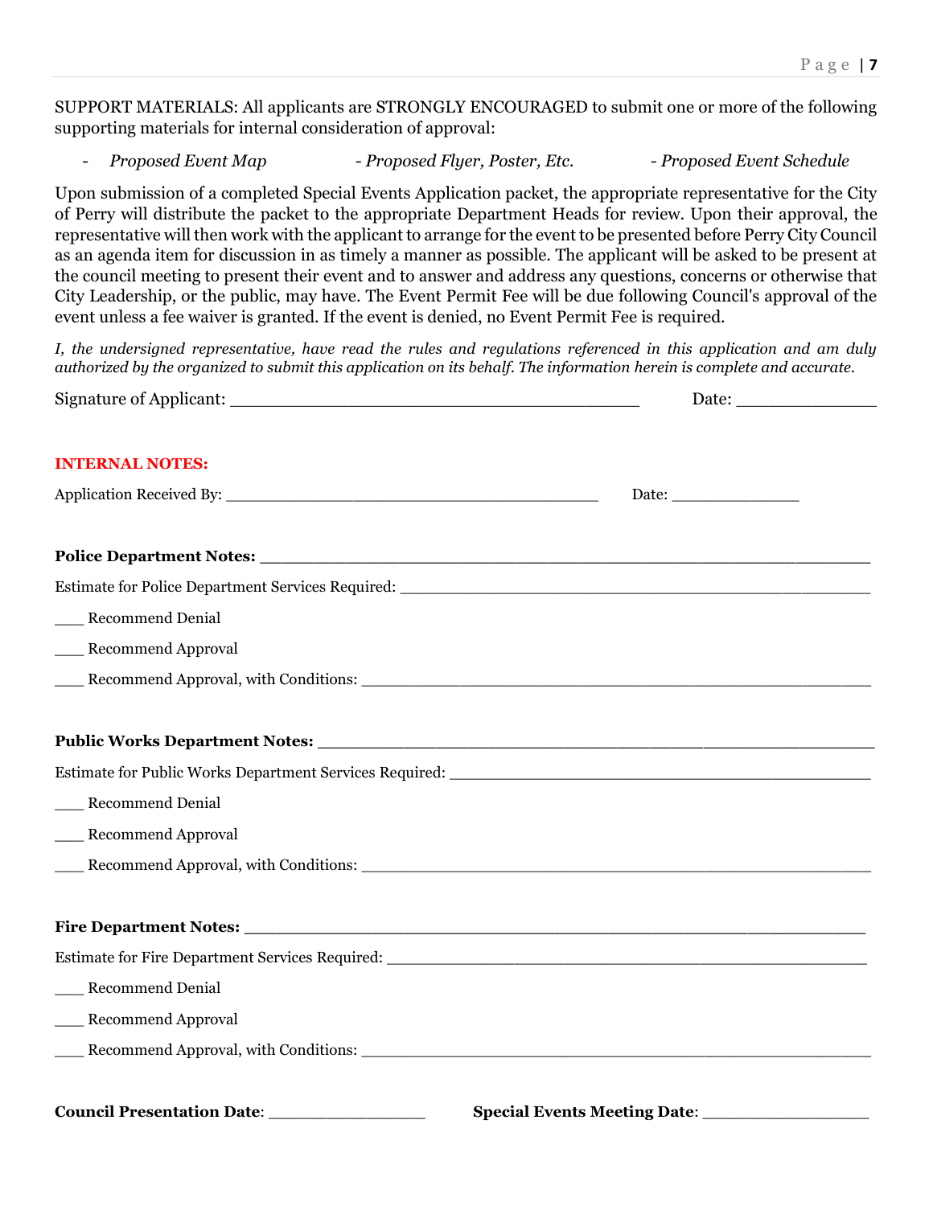SUPPORT MATERIALS: All applicants are STRONGLY ENCOURAGED to submit one or more of the following supporting materials for internal consideration of approval:

- *Proposed Event Map* - *Proposed Flyer, Poster, Etc.* - *Proposed Event Schedule*

Upon submission of a completed Special Events Application packet, the appropriate representative for the City of Perry will distribute the packet to the appropriate Department Heads for review. Upon their approval, the representative will then work with the applicant to arrange for the event to be presented before Perry City Council as an agenda item for discussion in as timely a manner as possible. The applicant will be asked to be present at the council meeting to present their event and to answer and address any questions, concerns or otherwise that City Leadership, or the public, may have. The Event Permit Fee will be due following Council's approval of the event unless a fee waiver is granted. If the event is denied, no Event Permit Fee is required.

*I, the undersigned representative, have read the rules and regulations referenced in this application and am duly authorized by the organized to submit this application on its behalf. The information herein is complete and accurate.*

Signature of Applicant: ________________________________________ Date: ______________

**INTERNAL NOTES:**

Application Received By: ________________________________________ Date: ______________

**Police Department Notes:** ____________________________________________________________

Estimate for Police Department Services Required: ____________________________________________

___ Recommend Denial

___ Recommend Approval

___ Recommend Approval, with Conditions: ______________________________________________________

**Public Works Department Notes:** ______________________________________________________

Estimate for Public Works Department Services Required: ______________________________________

___ Recommend Denial

___ Recommend Approval

___ Recommend Approval, with Conditions: ______________________________________________________

**Fire Department Notes:** ______________________________________________________________

Estimate for Fire Department Services Required: ______________________________________________

___ Recommend Denial

___ Recommend Approval

___ Recommend Approval, with Conditions: ______________________________________________________

**Council Presentation Date**: ________________ **Special Events Meeting Date**: _________________